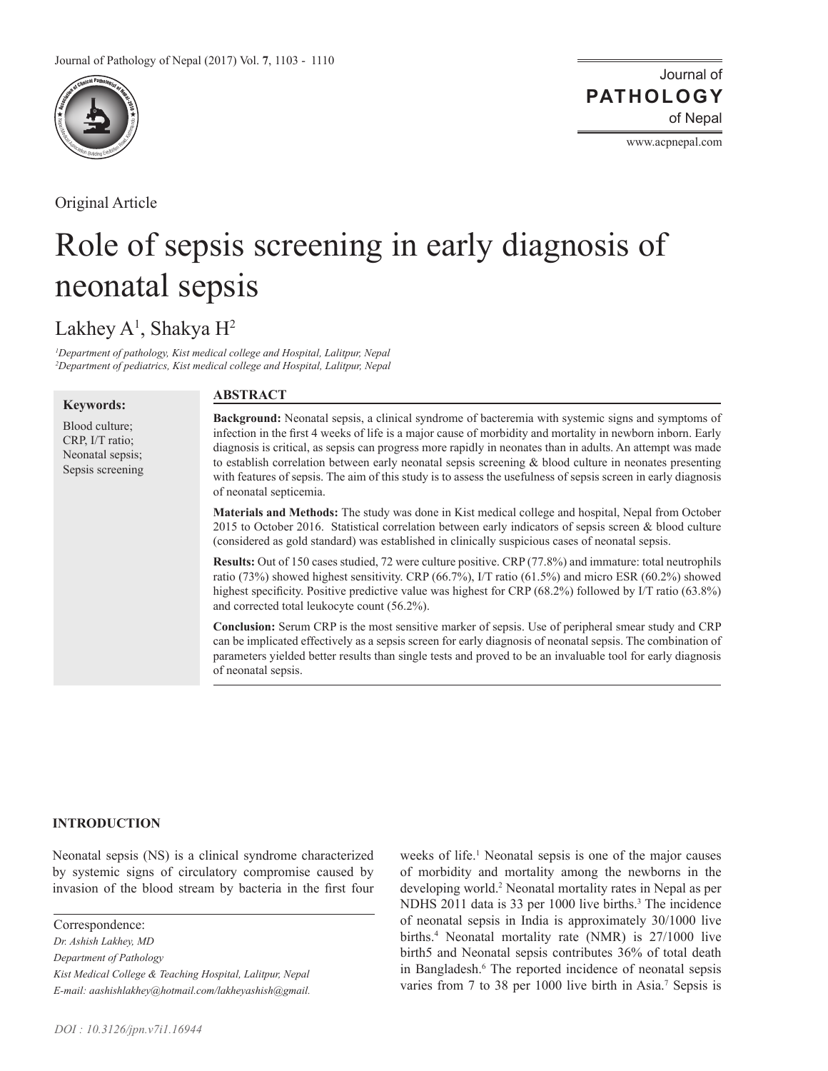Original Article

# Role of sepsis screening in early diagnosis of neonatal sepsis

Lakhey A[1], Shakya H[2]

*[1]Department of pathology, Kist medical college and Hospital, Lalitpur, Nepal*
*[2]Department of pediatrics, Kist medical college and Hospital, Lalitpur, Nepal*

**Keywords:**

Blood culture;
CRP, I/T ratio;
Neonatal sepsis;
Sepsis screening

## ABSTRACT

**Background:** Neonatal sepsis, a clinical syndrome of bacteremia with systemic signs and symptoms of infection in the first 4 weeks of life is a major cause of morbidity and mortality in newborn inborn. Early diagnosis is critical, as sepsis can progress more rapidly in neonates than in adults. An attempt was made to establish correlation between early neonatal sepsis screening & blood culture in neonates presenting with features of sepsis. The aim of this study is to assess the usefulness of sepsis screen in early diagnosis of neonatal septicemia.

**Materials and Methods:** The study was done in Kist medical college and hospital, Nepal from October 2015 to October 2016. Statistical correlation between early indicators of sepsis screen & blood culture (considered as gold standard) was established in clinically suspicious cases of neonatal sepsis.

**Results:** Out of 150 cases studied, 72 were culture positive. CRP (77.8%) and immature: total neutrophils ratio (73%) showed highest sensitivity. CRP (66.7%), I/T ratio (61.5%) and micro ESR (60.2%) showed highest specificity. Positive predictive value was highest for CRP (68.2%) followed by I/T ratio (63.8%) and corrected total leukocyte count (56.2%).

**Conclusion:** Serum CRP is the most sensitive marker of sepsis. Use of peripheral smear study and CRP can be implicated effectively as a sepsis screen for early diagnosis of neonatal sepsis. The combination of parameters yielded better results than single tests and proved to be an invaluable tool for early diagnosis of neonatal sepsis.

## INTRODUCTION

Neonatal sepsis (NS) is a clinical syndrome characterized by systemic signs of circulatory compromise caused by invasion of the blood stream by bacteria in the first four weeks of life.[1] Neonatal sepsis is one of the major causes of morbidity and mortality among the newborns in the developing world.[2] Neonatal mortality rates in Nepal as per NDHS 2011 data is 33 per 1000 live births.[3] The incidence of neonatal sepsis in India is approximately 30/1000 live births.[4] Neonatal mortality rate (NMR) is 27/1000 live birth5 and Neonatal sepsis contributes 36% of total death in Bangladesh.[6] The reported incidence of neonatal sepsis varies from 7 to 38 per 1000 live birth in Asia.[7] Sepsis is

Correspondence:
*Dr. Ashish Lakhey, MD*
*Department of Pathology*
*Kist Medical College & Teaching Hospital, Lalitpur, Nepal*
*E-mail: aashishlakhey@hotmail.com/lakheyashish@gmail.*

*DOI : 10.3126/jpn.v7i1.16944*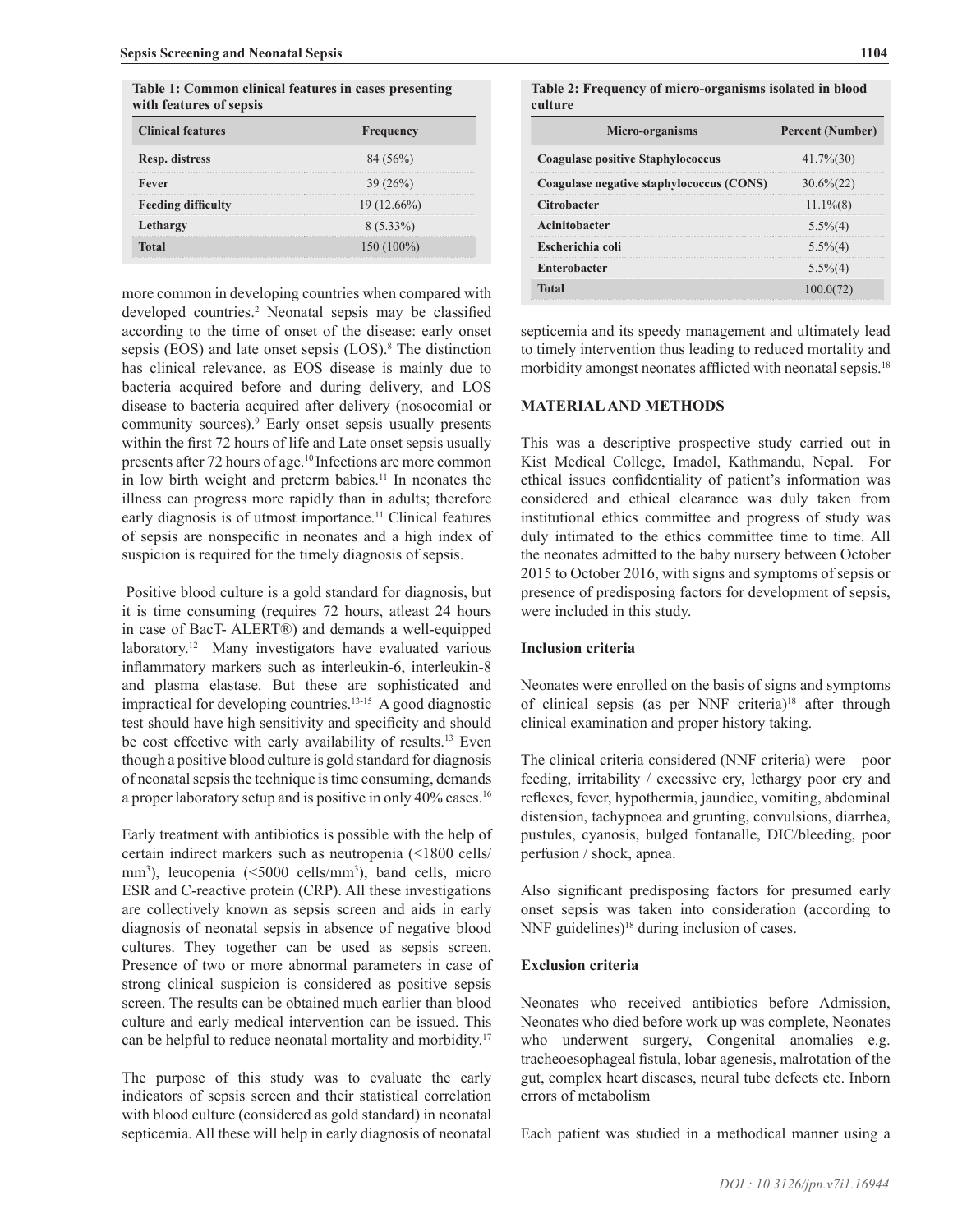**Table 1: Common clinical features in cases presenting with features of sepsis**

| Clinical features | Frequency |
|---|---|
| Resp. distress | 84 (56%) |
| Fever | 39 (26%) |
| Feeding difficulty | 19 (12.66%) |
| Lethargy | 8 (5.33%) |
| Total | 150 (100%) |

more common in developing countries when compared with developed countries.[2] Neonatal sepsis may be classified according to the time of onset of the disease: early onset sepsis (EOS) and late onset sepsis (LOS).[8] The distinction has clinical relevance, as EOS disease is mainly due to bacteria acquired before and during delivery, and LOS disease to bacteria acquired after delivery (nosocomial or community sources).[9] Early onset sepsis usually presents within the first 72 hours of life and Late onset sepsis usually presents after 72 hours of age.[10] Infections are more common in low birth weight and preterm babies.[11] In neonates the illness can progress more rapidly than in adults; therefore early diagnosis is of utmost importance.[11] Clinical features of sepsis are nonspecific in neonates and a high index of suspicion is required for the timely diagnosis of sepsis.

Positive blood culture is a gold standard for diagnosis, but it is time consuming (requires 72 hours, atleast 24 hours in case of BacT- ALERT®) and demands a well-equipped laboratory.[12] Many investigators have evaluated various inflammatory markers such as interleukin-6, interleukin-8 and plasma elastase. But these are sophisticated and impractical for developing countries.[13-15] A good diagnostic test should have high sensitivity and specificity and should be cost effective with early availability of results.[13] Even though a positive blood culture is gold standard for diagnosis of neonatal sepsis the technique is time consuming, demands a proper laboratory setup and is positive in only 40% cases.[16]

Early treatment with antibiotics is possible with the help of certain indirect markers such as neutropenia (<1800 cells/mm$^3$), leucopenia (<5000 cells/mm$^3$), band cells, micro ESR and C-reactive protein (CRP). All these investigations are collectively known as sepsis screen and aids in early diagnosis of neonatal sepsis in absence of negative blood cultures. They together can be used as sepsis screen. Presence of two or more abnormal parameters in case of strong clinical suspicion is considered as positive sepsis screen. The results can be obtained much earlier than blood culture and early medical intervention can be issued. This can be helpful to reduce neonatal mortality and morbidity.[17]

The purpose of this study was to evaluate the early indicators of sepsis screen and their statistical correlation with blood culture (considered as gold standard) in neonatal septicemia. All these will help in early diagnosis of neonatal septicemia and its speedy management and ultimately lead to timely intervention thus leading to reduced mortality and morbidity amongst neonates afflicted with neonatal sepsis.[18]

**Table 2: Frequency of micro-organisms isolated in blood culture**

| Micro-organisms | Percent (Number) |
|---|---|
| Coagulase positive Staphylococcus | 41.7%(30) |
| Coagulase negative staphylococcus (CONS) | 30.6%(22) |
| Citrobacter | 11.1%(8) |
| Acinitobacter | 5.5%(4) |
| Escherichia coli | 5.5%(4) |
| Enterobacter | 5.5%(4) |
| Total | 100.0(72) |

## MATERIAL AND METHODS

This was a descriptive prospective study carried out in Kist Medical College, Imadol, Kathmandu, Nepal. For ethical issues confidentiality of patient's information was considered and ethical clearance was duly taken from institutional ethics committee and progress of study was duly intimated to the ethics committee time to time. All the neonates admitted to the baby nursery between October 2015 to October 2016, with signs and symptoms of sepsis or presence of predisposing factors for development of sepsis, were included in this study.

### Inclusion criteria

Neonates were enrolled on the basis of signs and symptoms of clinical sepsis (as per NNF criteria)[18] after through clinical examination and proper history taking.

The clinical criteria considered (NNF criteria) were – poor feeding, irritability / excessive cry, lethargy poor cry and reflexes, fever, hypothermia, jaundice, vomiting, abdominal distension, tachypnoea and grunting, convulsions, diarrhea, pustules, cyanosis, bulged fontanalle, DIC/bleeding, poor perfusion / shock, apnea.

Also significant predisposing factors for presumed early onset sepsis was taken into consideration (according to NNF guidelines)[18] during inclusion of cases.

### Exclusion criteria

Neonates who received antibiotics before Admission, Neonates who died before work up was complete, Neonates who underwent surgery, Congenital anomalies e.g. tracheoesophageal fistula, lobar agenesis, malrotation of the gut, complex heart diseases, neural tube defects etc. Inborn errors of metabolism

Each patient was studied in a methodical manner using a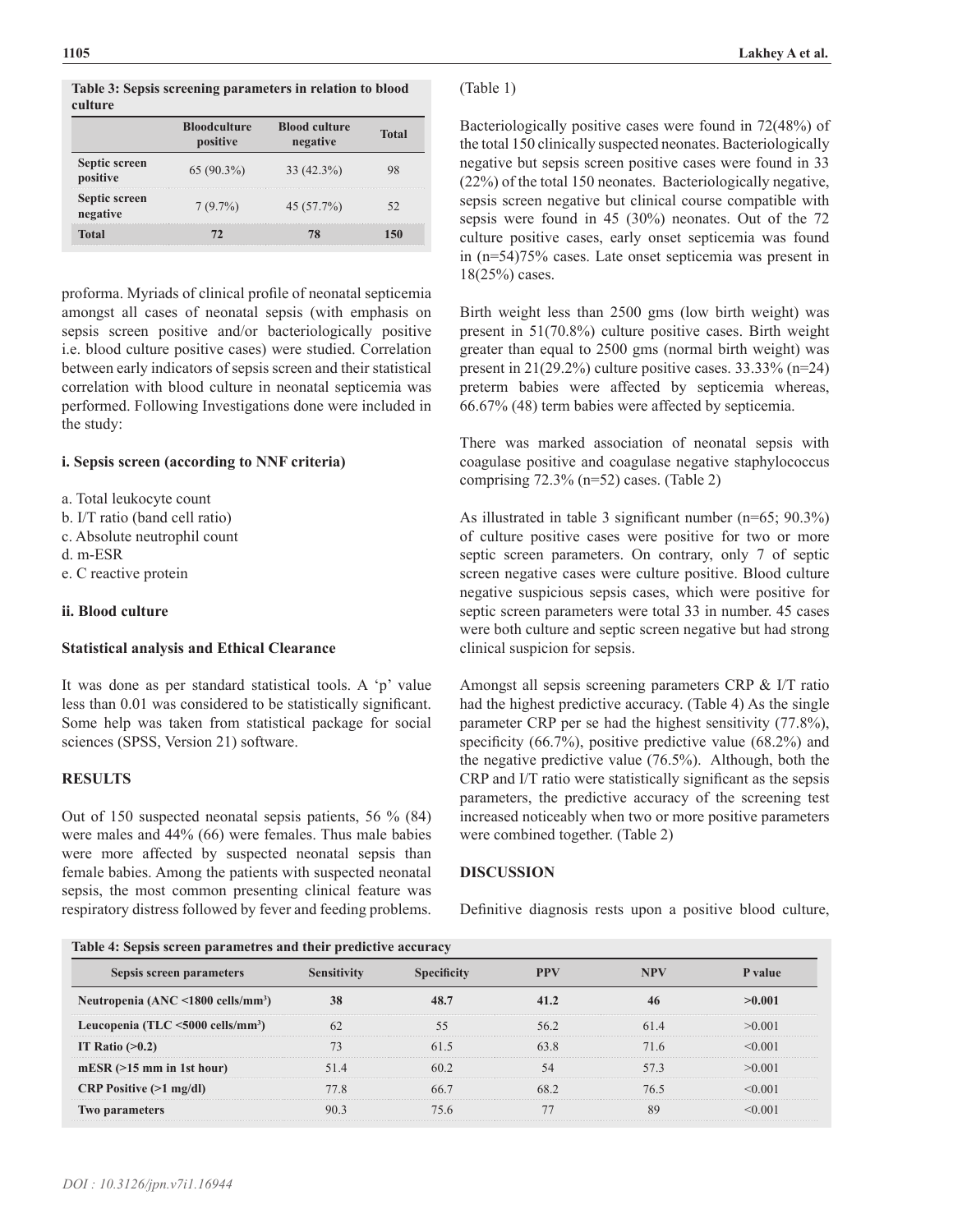**Table 3: Sepsis screening parameters in relation to blood culture**

| | Bloodculture positive | Blood culture negative | Total |
|---|---|---|---|
| **Septic screen positive** | 65 (90.3%) | 33 (42.3%) | 98 |
| **Septic screen negative** | 7 (9.7%) | 45 (57.7%) | 52 |
| **Total** | **72** | **78** | **150** |

proforma. Myriads of clinical profile of neonatal septicemia amongst all cases of neonatal sepsis (with emphasis on sepsis screen positive and/or bacteriologically positive i.e. blood culture positive cases) were studied. Correlation between early indicators of sepsis screen and their statistical correlation with blood culture in neonatal septicemia was performed. Following Investigations done were included in the study:

**i. Sepsis screen (according to NNF criteria)**

a. Total leukocyte count
b. I/T ratio (band cell ratio)
c. Absolute neutrophil count
d. m-ESR
e. C reactive protein

**ii. Blood culture**

**Statistical analysis and Ethical Clearance**

It was done as per standard statistical tools. A 'p' value less than 0.01 was considered to be statistically significant. Some help was taken from statistical package for social sciences (SPSS, Version 21) software.

## RESULTS

Out of 150 suspected neonatal sepsis patients, 56 % (84) were males and 44% (66) were females. Thus male babies were more affected by suspected neonatal sepsis than female babies. Among the patients with suspected neonatal sepsis, the most common presenting clinical feature was respiratory distress followed by fever and feeding problems. (Table 1)

Bacteriologically positive cases were found in 72(48%) of the total 150 clinically suspected neonates. Bacteriologically negative but sepsis screen positive cases were found in 33 (22%) of the total 150 neonates. Bacteriologically negative, sepsis screen negative but clinical course compatible with sepsis were found in 45 (30%) neonates. Out of the 72 culture positive cases, early onset septicemia was found in (n=54)75% cases. Late onset septicemia was present in 18(25%) cases.

Birth weight less than 2500 gms (low birth weight) was present in 51(70.8%) culture positive cases. Birth weight greater than equal to 2500 gms (normal birth weight) was present in 21(29.2%) culture positive cases. 33.33% (n=24) preterm babies were affected by septicemia whereas, 66.67% (48) term babies were affected by septicemia.

There was marked association of neonatal sepsis with coagulase positive and coagulase negative staphylococcus comprising 72.3% (n=52) cases. (Table 2)

As illustrated in table 3 significant number (n=65; 90.3%) of culture positive cases were positive for two or more septic screen parameters. On contrary, only 7 of septic screen negative cases were culture positive. Blood culture negative suspicious sepsis cases, which were positive for septic screen parameters were total 33 in number. 45 cases were both culture and septic screen negative but had strong clinical suspicion for sepsis.

Amongst all sepsis screening parameters CRP & I/T ratio had the highest predictive accuracy. (Table 4) As the single parameter CRP per se had the highest sensitivity (77.8%), specificity (66.7%), positive predictive value (68.2%) and the negative predictive value (76.5%). Although, both the CRP and I/T ratio were statistically significant as the sepsis parameters, the predictive accuracy of the screening test increased noticeably when two or more positive parameters were combined together. (Table 2)

## DISCUSSION

Definitive diagnosis rests upon a positive blood culture,

**Table 4: Sepsis screen parametres and their predictive accuracy**

| Sepsis screen parameters | Sensitivity | Specificity | PPV | NPV | P value |
|---|---|---|---|---|---|
| **Neutropenia (ANC <1800 cells/mm³)** | **38** | **48.7** | **41.2** | **46** | **>0.001** |
| **Leucopenia (TLC <5000 cells/mm³)** | 62 | 55 | 56.2 | 61.4 | >0.001 |
| **IT Ratio (>0.2)** | 73 | 61.5 | 63.8 | 71.6 | <0.001 |
| **mESR (>15 mm in 1st hour)** | 51.4 | 60.2 | 54 | 57.3 | >0.001 |
| **CRP Positive (>1 mg/dl)** | 77.8 | 66.7 | 68.2 | 76.5 | <0.001 |
| **Two parameters** | 90.3 | 75.6 | 77 | 89 | <0.001 |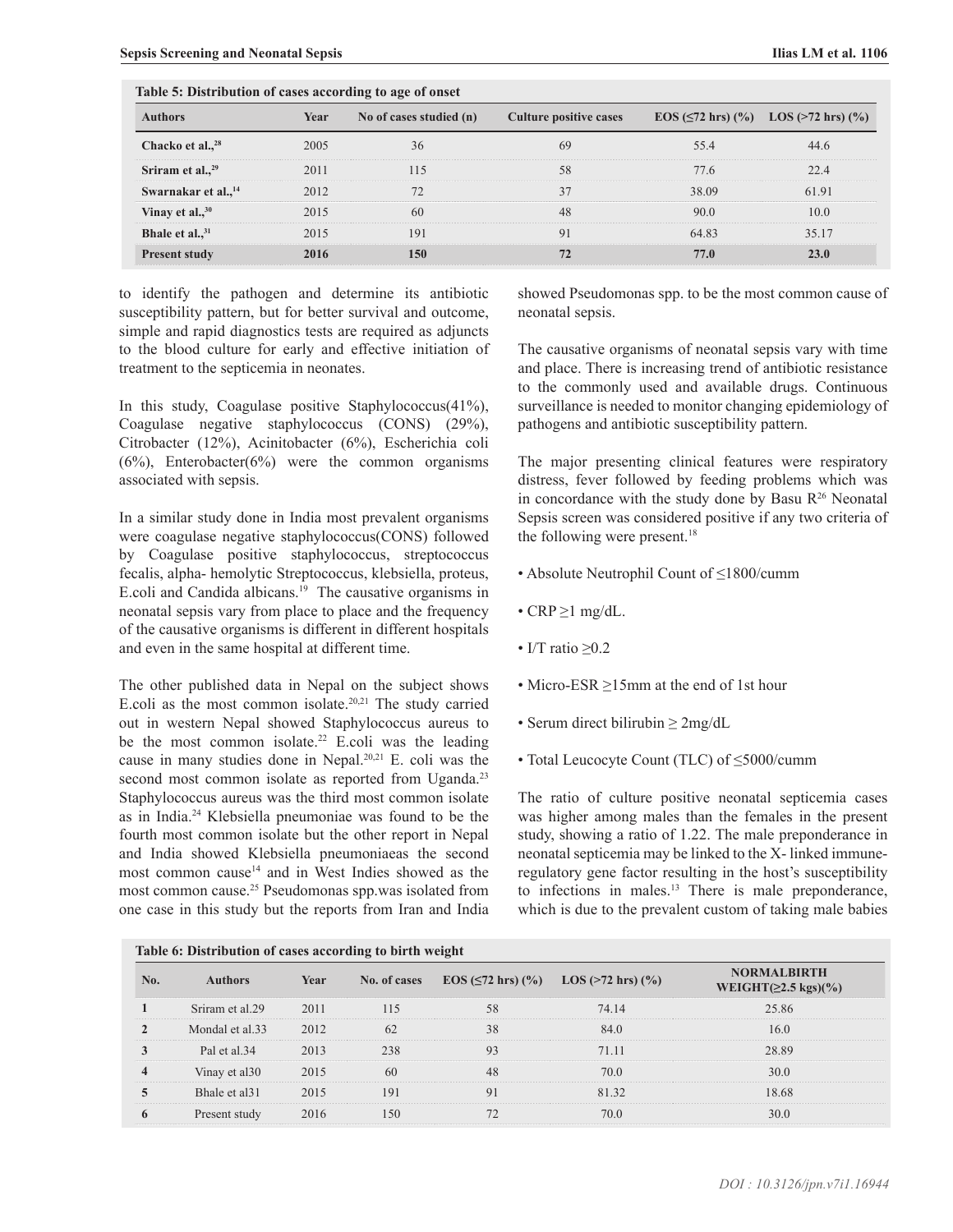**Table 5: Distribution of cases according to age of onset**

| Authors | Year | No of cases studied (n) | Culture positive cases | EOS (≤72 hrs) (%) | LOS (>72 hrs) (%) |
|---|---|---|---|---|---|
| Chacko et al.,[28] | 2005 | 36 | 69 | 55.4 | 44.6 |
| Sriram et al.,[29] | 2011 | 115 | 58 | 77.6 | 22.4 |
| Swarnakar et al.,[14] | 2012 | 72 | 37 | 38.09 | 61.91 |
| Vinay et al.,[30] | 2015 | 60 | 48 | 90.0 | 10.0 |
| Bhale et al.,[31] | 2015 | 191 | 91 | 64.83 | 35.17 |
| **Present study** | **2016** | **150** | **72** | **77.0** | **23.0** |

to identify the pathogen and determine its antibiotic susceptibility pattern, but for better survival and outcome, simple and rapid diagnostics tests are required as adjuncts to the blood culture for early and effective initiation of treatment to the septicemia in neonates.

In this study, Coagulase positive Staphylococcus(41%), Coagulase negative staphylococcus (CONS) (29%), Citrobacter (12%), Acinitobacter (6%), Escherichia coli (6%), Enterobacter(6%) were the common organisms associated with sepsis.

In a similar study done in India most prevalent organisms were coagulase negative staphylococcus(CONS) followed by Coagulase positive staphylococcus, streptococcus fecalis, alpha- hemolytic Streptococcus, klebsiella, proteus, E.coli and Candida albicans.[19] The causative organisms in neonatal sepsis vary from place to place and the frequency of the causative organisms is different in different hospitals and even in the same hospital at different time.

The other published data in Nepal on the subject shows E.coli as the most common isolate.[20,21] The study carried out in western Nepal showed Staphylococcus aureus to be the most common isolate.[22] E.coli was the leading cause in many studies done in Nepal.[20,21] E. coli was the second most common isolate as reported from Uganda.[23] Staphylococcus aureus was the third most common isolate as in India.[24] Klebsiella pneumoniae was found to be the fourth most common isolate but the other report in Nepal and India showed Klebsiella pneumoniaeas the second most common cause[14] and in West Indies showed as the most common cause.[25] Pseudomonas spp.was isolated from one case in this study but the reports from Iran and India showed Pseudomonas spp. to be the most common cause of neonatal sepsis.

The causative organisms of neonatal sepsis vary with time and place. There is increasing trend of antibiotic resistance to the commonly used and available drugs. Continuous surveillance is needed to monitor changing epidemiology of pathogens and antibiotic susceptibility pattern.

The major presenting clinical features were respiratory distress, fever followed by feeding problems which was in concordance with the study done by Basu R[26] Neonatal Sepsis screen was considered positive if any two criteria of the following were present.[18]

- Absolute Neutrophil Count of ≤1800/cumm
- CRP ≥1 mg/dL.
- I/T ratio ≥0.2
- Micro-ESR ≥15mm at the end of 1st hour
- Serum direct bilirubin ≥ 2mg/dL
- Total Leucocyte Count (TLC) of ≤5000/cumm

The ratio of culture positive neonatal septicemia cases was higher among males than the females in the present study, showing a ratio of 1.22. The male preponderance in neonatal septicemia may be linked to the X- linked immune-regulatory gene factor resulting in the host's susceptibility to infections in males.[13] There is male preponderance, which is due to the prevalent custom of taking male babies

**Table 6: Distribution of cases according to birth weight**

| No. | Authors | Year | No. of cases | EOS (≤72 hrs) (%) | LOS (>72 hrs) (%) | NORMALBIRTH WEIGHT(≥2.5 kgs)(%) |
|---|---|---|---|---|---|---|
| **1** | Sriram et al.29 | 2011 | 115 | 58 | 74.14 | 25.86 |
| **2** | Mondal et al.33 | 2012 | 62 | 38 | 84.0 | 16.0 |
| **3** | Pal et al.34 | 2013 | 238 | 93 | 71.11 | 28.89 |
| **4** | Vinay et al30 | 2015 | 60 | 48 | 70.0 | 30.0 |
| **5** | Bhale et al31 | 2015 | 191 | 91 | 81.32 | 18.68 |
| **6** | Present study | 2016 | 150 | 72 | 70.0 | 30.0 |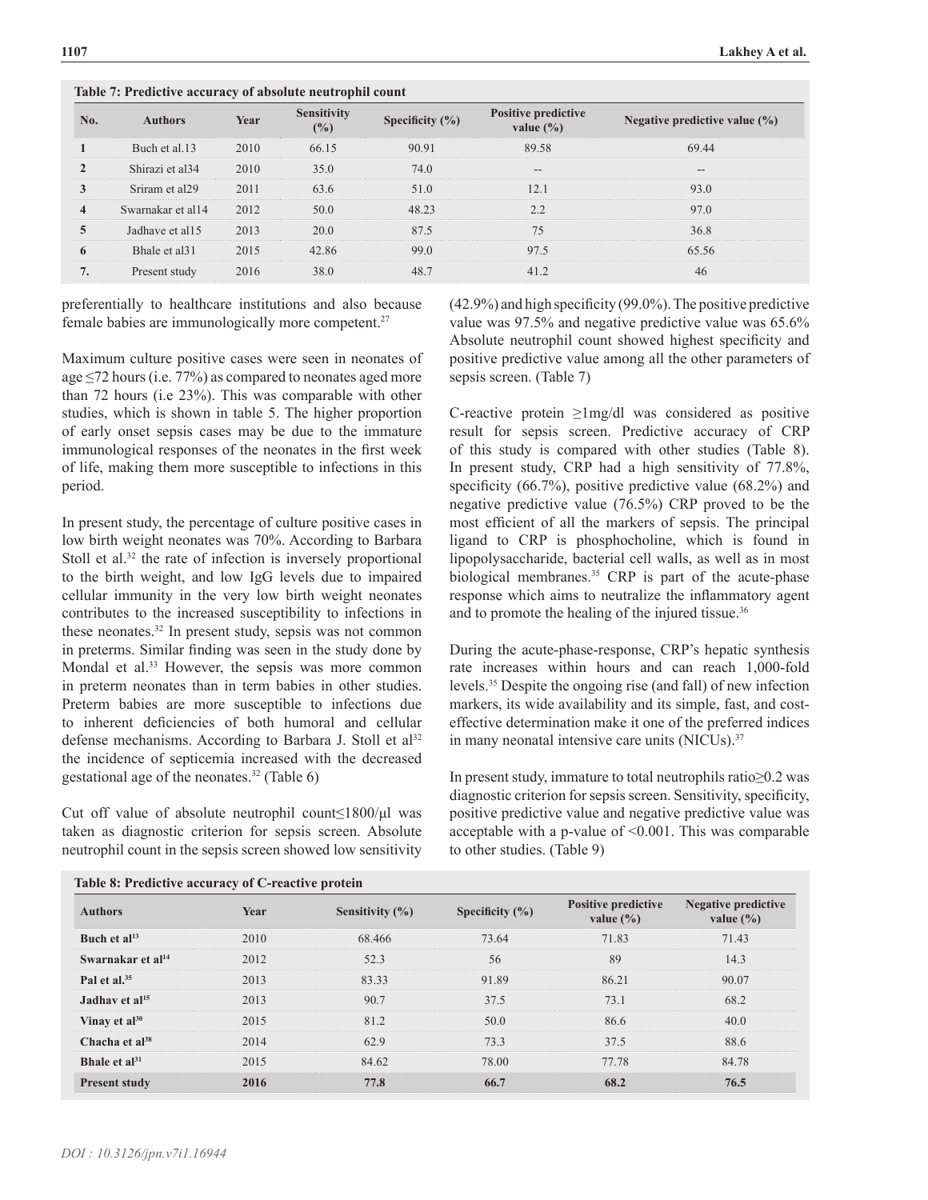**Table 7: Predictive accuracy of absolute neutrophil count**

| No. | Authors | Year | Sensitivity (%) | Specificity (%) | Positive predictive value (%) | Negative predictive value (%) |
|---|---|---|---|---|---|---|
| 1 | Buch et al.13 | 2010 | 66.15 | 90.91 | 89.58 | 69.44 |
| 2 | Shirazi et al34 | 2010 | 35.0 | 74.0 | -- | -- |
| 3 | Sriram et al29 | 2011 | 63.6 | 51.0 | 12.1 | 93.0 |
| 4 | Swarnakar et al14 | 2012 | 50.0 | 48.23 | 2.2 | 97.0 |
| 5 | Jadhave et al15 | 2013 | 20.0 | 87.5 | 75 | 36.8 |
| 6 | Bhale et al31 | 2015 | 42.86 | 99.0 | 97.5 | 65.56 |
| 7. | Present study | 2016 | 38.0 | 48.7 | 41.2 | 46 |

preferentially to healthcare institutions and also because female babies are immunologically more competent.[27]

Maximum culture positive cases were seen in neonates of age ≤72 hours (i.e. 77%) as compared to neonates aged more than 72 hours (i.e 23%). This was comparable with other studies, which is shown in table 5. The higher proportion of early onset sepsis cases may be due to the immature immunological responses of the neonates in the first week of life, making them more susceptible to infections in this period.

In present study, the percentage of culture positive cases in low birth weight neonates was 70%. According to Barbara Stoll et al.[32] the rate of infection is inversely proportional to the birth weight, and low IgG levels due to impaired cellular immunity in the very low birth weight neonates contributes to the increased susceptibility to infections in these neonates.[32] In present study, sepsis was not common in preterms. Similar finding was seen in the study done by Mondal et al.[33] However, the sepsis was more common in preterm neonates than in term babies in other studies. Preterm babies are more susceptible to infections due to inherent deficiencies of both humoral and cellular defense mechanisms. According to Barbara J. Stoll et al[32] the incidence of septicemia increased with the decreased gestational age of the neonates.[32] (Table 6)

Cut off value of absolute neutrophil count≤1800/μl was taken as diagnostic criterion for sepsis screen. Absolute neutrophil count in the sepsis screen showed low sensitivity (42.9%) and high specificity (99.0%). The positive predictive value was 97.5% and negative predictive value was 65.6% Absolute neutrophil count showed highest specificity and positive predictive value among all the other parameters of sepsis screen. (Table 7)

C-reactive protein ≥1mg/dl was considered as positive result for sepsis screen. Predictive accuracy of CRP of this study is compared with other studies (Table 8). In present study, CRP had a high sensitivity of 77.8%, specificity (66.7%), positive predictive value (68.2%) and negative predictive value (76.5%) CRP proved to be the most efficient of all the markers of sepsis. The principal ligand to CRP is phosphocholine, which is found in lipopolysaccharide, bacterial cell walls, as well as in most biological membranes.[35] CRP is part of the acute-phase response which aims to neutralize the inflammatory agent and to promote the healing of the injured tissue.[36]

During the acute-phase-response, CRP's hepatic synthesis rate increases within hours and can reach 1,000-fold levels.[35] Despite the ongoing rise (and fall) of new infection markers, its wide availability and its simple, fast, and cost-effective determination make it one of the preferred indices in many neonatal intensive care units (NICUs).[37]

In present study, immature to total neutrophils ratio≥0.2 was diagnostic criterion for sepsis screen. Sensitivity, specificity, positive predictive value and negative predictive value was acceptable with a p-value of <0.001. This was comparable to other studies. (Table 9)

**Table 8: Predictive accuracy of C-reactive protein**

| Authors | Year | Sensitivity (%) | Specificity (%) | Positive predictive value (%) | Negative predictive value (%) |
|---|---|---|---|---|---|
| **Buch et al[13]** | 2010 | 68.466 | 73.64 | 71.83 | 71.43 |
| **Swarnakar et al[14]** | 2012 | 52.3 | 56 | 89 | 14.3 |
| **Pal et al.[35]** | 2013 | 83.33 | 91.89 | 86.21 | 90.07 |
| **Jadhav et al[15]** | 2013 | 90.7 | 37.5 | 73.1 | 68.2 |
| **Vinay et al[30]** | 2015 | 81.2 | 50.0 | 86.6 | 40.0 |
| **Chacha et al[38]** | 2014 | 62.9 | 73.3 | 37.5 | 88.6 |
| **Bhale et al[31]** | 2015 | 84.62 | 78.00 | 77.78 | 84.78 |
| **Present study** | **2016** | **77.8** | **66.7** | **68.2** | **76.5** |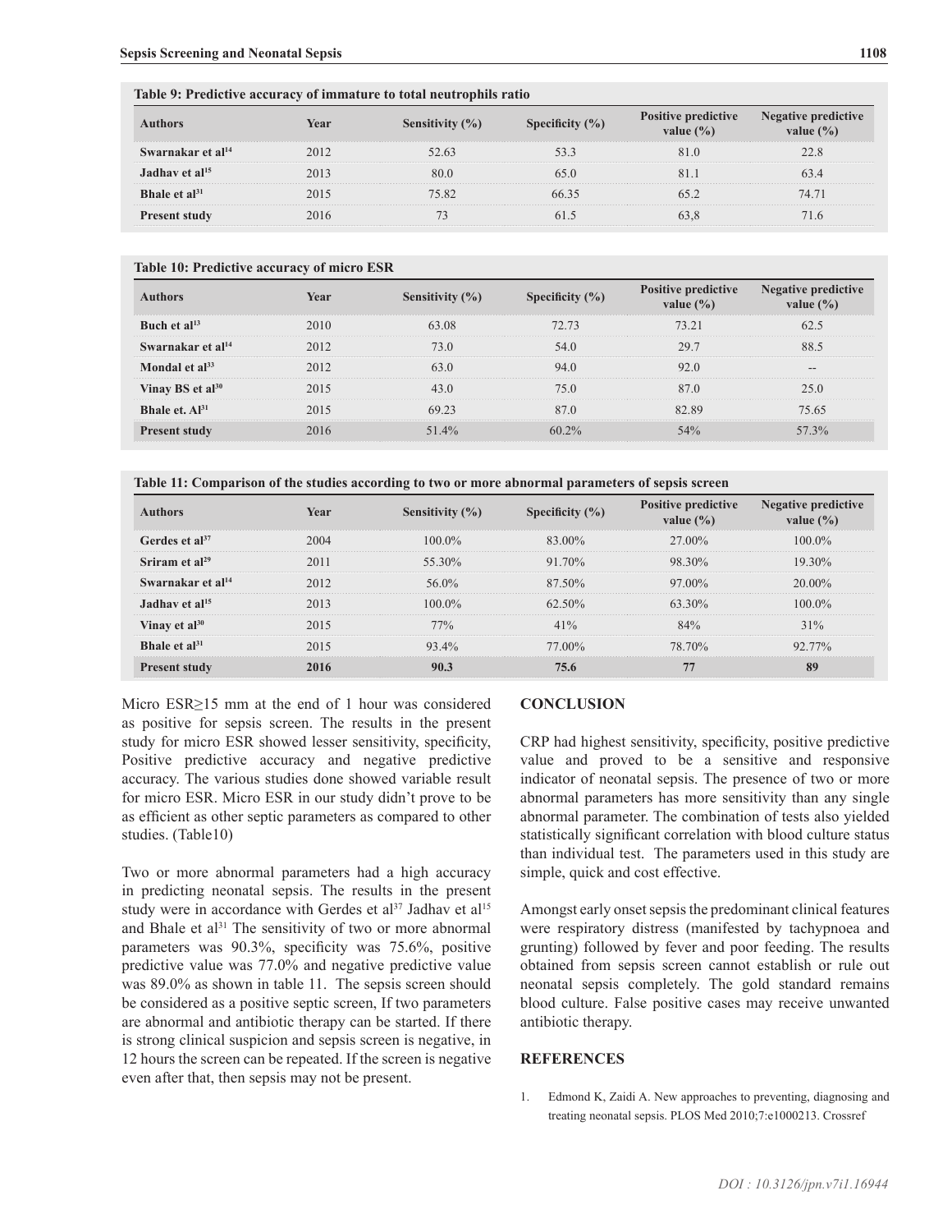**Table 9: Predictive accuracy of immature to total neutrophils ratio**

| Authors | Year | Sensitivity (%) | Specificity (%) | Positive predictive value (%) | Negative predictive value (%) |
|---|---|---|---|---|---|
| Swarnakar et al[14] | 2012 | 52.63 | 53.3 | 81.0 | 22.8 |
| Jadhav et al[15] | 2013 | 80.0 | 65.0 | 81.1 | 63.4 |
| Bhale et al[31] | 2015 | 75.82 | 66.35 | 65.2 | 74.71 |
| Present study | 2016 | 73 | 61.5 | 63,8 | 71.6 |

**Table 10: Predictive accuracy of micro ESR**

| Authors | Year | Sensitivity (%) | Specificity (%) | Positive predictive value (%) | Negative predictive value (%) |
|---|---|---|---|---|---|
| Buch et al[13] | 2010 | 63.08 | 72.73 | 73.21 | 62.5 |
| Swarnakar et al[14] | 2012 | 73.0 | 54.0 | 29.7 | 88.5 |
| Mondal et al[33] | 2012 | 63.0 | 94.0 | 92.0 | -- |
| Vinay BS et al[30] | 2015 | 43.0 | 75.0 | 87.0 | 25.0 |
| Bhale et. Al[31] | 2015 | 69.23 | 87.0 | 82.89 | 75.65 |
| Present study | 2016 | 51.4% | 60.2% | 54% | 57.3% |

**Table 11: Comparison of the studies according to two or more abnormal parameters of sepsis screen**

| Authors | Year | Sensitivity (%) | Specificity (%) | Positive predictive value (%) | Negative predictive value (%) |
|---|---|---|---|---|---|
| Gerdes et al[37] | 2004 | 100.0% | 83.00% | 27.00% | 100.0% |
| Sriram et al[29] | 2011 | 55.30% | 91.70% | 98.30% | 19.30% |
| Swarnakar et al[14] | 2012 | 56.0% | 87.50% | 97.00% | 20.00% |
| Jadhav et al[15] | 2013 | 100.0% | 62.50% | 63.30% | 100.0% |
| Vinay et al[30] | 2015 | 77% | 41% | 84% | 31% |
| Bhale et al[31] | 2015 | 93.4% | 77.00% | 78.70% | 92.77% |
| **Present study** | **2016** | **90.3** | **75.6** | **77** | **89** |

Micro ESR≥15 mm at the end of 1 hour was considered as positive for sepsis screen. The results in the present study for micro ESR showed lesser sensitivity, specificity, Positive predictive accuracy and negative predictive accuracy. The various studies done showed variable result for micro ESR. Micro ESR in our study didn't prove to be as efficient as other septic parameters as compared to other studies. (Table10)

Two or more abnormal parameters had a high accuracy in predicting neonatal sepsis. The results in the present study were in accordance with Gerdes et al[37] Jadhav et al[15] and Bhale et al[31] The sensitivity of two or more abnormal parameters was 90.3%, specificity was 75.6%, positive predictive value was 77.0% and negative predictive value was 89.0% as shown in table 11. The sepsis screen should be considered as a positive septic screen, If two parameters are abnormal and antibiotic therapy can be started. If there is strong clinical suspicion and sepsis screen is negative, in 12 hours the screen can be repeated. If the screen is negative even after that, then sepsis may not be present.

## CONCLUSION

CRP had highest sensitivity, specificity, positive predictive value and proved to be a sensitive and responsive indicator of neonatal sepsis. The presence of two or more abnormal parameters has more sensitivity than any single abnormal parameter. The combination of tests also yielded statistically significant correlation with blood culture status than individual test. The parameters used in this study are simple, quick and cost effective.

Amongst early onset sepsis the predominant clinical features were respiratory distress (manifested by tachypnoea and grunting) followed by fever and poor feeding. The results obtained from sepsis screen cannot establish or rule out neonatal sepsis completely. The gold standard remains blood culture. False positive cases may receive unwanted antibiotic therapy.

## REFERENCES

1. Edmond K, Zaidi A. New approaches to preventing, diagnosing and treating neonatal sepsis. PLOS Med 2010;7:e1000213. Crossref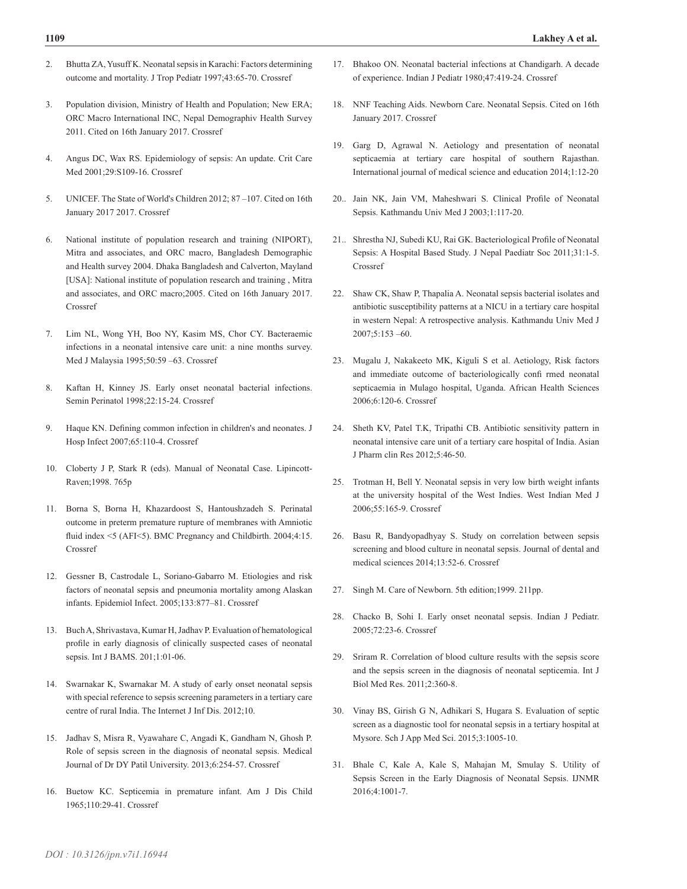2. Bhutta ZA, Yusuff K. Neonatal sepsis in Karachi: Factors determining outcome and mortality. J Trop Pediatr 1997;43:65-70. Crossref

3. Population division, Ministry of Health and Population; New ERA; ORC Macro International INC, Nepal Demographiv Health Survey 2011. Cited on 16th January 2017. Crossref

4. Angus DC, Wax RS. Epidemiology of sepsis: An update. Crit Care Med 2001;29:S109-16. Crossref

5. UNICEF. The State of World's Children 2012; 87 –107. Cited on 16th January 2017 2017. Crossref

6. National institute of population research and training (NIPORT), Mitra and associates, and ORC macro, Bangladesh Demographic and Health survey 2004. Dhaka Bangladesh and Calverton, Mayland [USA]: National institute of population research and training , Mitra and associates, and ORC macro;2005. Cited on 16th January 2017. Crossref

7. Lim NL, Wong YH, Boo NY, Kasim MS, Chor CY. Bacteraemic infections in a neonatal intensive care unit: a nine months survey. Med J Malaysia 1995;50:59 –63. Crossref

8. Kaftan H, Kinney JS. Early onset neonatal bacterial infections. Semin Perinatol 1998;22:15-24. Crossref

9. Haque KN. Defining common infection in children's and neonates. J Hosp Infect 2007;65:110-4. Crossref

10. Cloberty J P, Stark R (eds). Manual of Neonatal Case. Lipincott-Raven;1998. 765p

11. Borna S, Borna H, Khazardoost S, Hantoushzadeh S. Perinatal outcome in preterm premature rupture of membranes with Amniotic fluid index <5 (AFI<5). BMC Pregnancy and Childbirth. 2004;4:15. Crossref

12. Gessner B, Castrodale L, Soriano-Gabarro M. Etiologies and risk factors of neonatal sepsis and pneumonia mortality among Alaskan infants. Epidemiol Infect. 2005;133:877–81. Crossref

13. Buch A, Shrivastava, Kumar H, Jadhav P. Evaluation of hematological profile in early diagnosis of clinically suspected cases of neonatal sepsis. Int J BAMS. 201;1:01-06.

14. Swarnakar K, Swarnakar M. A study of early onset neonatal sepsis with special reference to sepsis screening parameters in a tertiary care centre of rural India. The Internet J Inf Dis. 2012;10.

15. Jadhav S, Misra R, Vyawahare C, Angadi K, Gandham N, Ghosh P. Role of sepsis screen in the diagnosis of neonatal sepsis. Medical Journal of Dr DY Patil University. 2013;6:254-57. Crossref

16. Buetow KC. Septicemia in premature infant. Am J Dis Child 1965;110:29-41. Crossref

17. Bhakoo ON. Neonatal bacterial infections at Chandigarh. A decade of experience. Indian J Pediatr 1980;47:419-24. Crossref

18. NNF Teaching Aids. Newborn Care. Neonatal Sepsis. Cited on 16th January 2017. Crossref

19. Garg D, Agrawal N. Aetiology and presentation of neonatal septicaemia at tertiary care hospital of southern Rajasthan. International journal of medical science and education 2014;1:12-20

20.. Jain NK, Jain VM, Maheshwari S. Clinical Profile of Neonatal Sepsis. Kathmandu Univ Med J 2003;1:117-20.

21.. Shrestha NJ, Subedi KU, Rai GK. Bacteriological Profile of Neonatal Sepsis: A Hospital Based Study. J Nepal Paediatr Soc 2011;31:1-5. Crossref

22. Shaw CK, Shaw P, Thapalia A. Neonatal sepsis bacterial isolates and antibiotic susceptibility patterns at a NICU in a tertiary care hospital in western Nepal: A retrospective analysis. Kathmandu Univ Med J 2007;5:153 –60.

23. Mugalu J, Nakakeeto MK, Kiguli S et al. Aetiology, Risk factors and immediate outcome of bacteriologically confi rmed neonatal septicaemia in Mulago hospital, Uganda. African Health Sciences 2006;6:120-6. Crossref

24. Sheth KV, Patel T.K, Tripathi CB. Antibiotic sensitivity pattern in neonatal intensive care unit of a tertiary care hospital of India. Asian J Pharm clin Res 2012;5:46-50.

25. Trotman H, Bell Y. Neonatal sepsis in very low birth weight infants at the university hospital of the West Indies. West Indian Med J 2006;55:165-9. Crossref

26. Basu R, Bandyopadhyay S. Study on correlation between sepsis screening and blood culture in neonatal sepsis. Journal of dental and medical sciences 2014;13:52-6. Crossref

27. Singh M. Care of Newborn. 5th edition;1999. 211pp.

28. Chacko B, Sohi I. Early onset neonatal sepsis. Indian J Pediatr. 2005;72:23-6. Crossref

29. Sriram R. Correlation of blood culture results with the sepsis score and the sepsis screen in the diagnosis of neonatal septicemia. Int J Biol Med Res. 2011;2:360-8.

30. Vinay BS, Girish G N, Adhikari S, Hugara S. Evaluation of septic screen as a diagnostic tool for neonatal sepsis in a tertiary hospital at Mysore. Sch J App Med Sci. 2015;3:1005-10.

31. Bhale C, Kale A, Kale S, Mahajan M, Smulay S. Utility of Sepsis Screen in the Early Diagnosis of Neonatal Sepsis. IJNMR 2016;4:1001-7.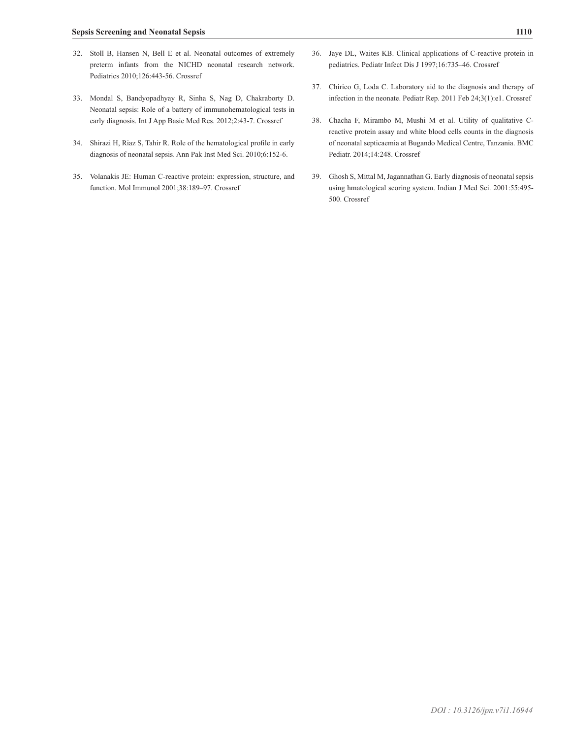32. Stoll B, Hansen N, Bell E et al. Neonatal outcomes of extremely preterm infants from the NICHD neonatal research network. Pediatrics 2010;126:443-56. Crossref

33. Mondal S, Bandyopadhyay R, Sinha S, Nag D, Chakraborty D. Neonatal sepsis: Role of a battery of immunohematological tests in early diagnosis. Int J App Basic Med Res. 2012;2:43-7. Crossref

34. Shirazi H, Riaz S, Tahir R. Role of the hematological profile in early diagnosis of neonatal sepsis. Ann Pak Inst Med Sci. 2010;6:152-6.

35. Volanakis JE: Human C-reactive protein: expression, structure, and function. Mol Immunol 2001;38:189–97. Crossref

36. Jaye DL, Waites KB. Clinical applications of C-reactive protein in pediatrics. Pediatr Infect Dis J 1997;16:735–46. Crossref

37. Chirico G, Loda C. Laboratory aid to the diagnosis and therapy of infection in the neonate. Pediatr Rep. 2011 Feb 24;3(1):e1. Crossref

38. Chacha F, Mirambo M, Mushi M et al. Utility of qualitative C-reactive protein assay and white blood cells counts in the diagnosis of neonatal septicaemia at Bugando Medical Centre, Tanzania. BMC Pediatr. 2014;14:248. Crossref

39. Ghosh S, Mittal M, Jagannathan G. Early diagnosis of neonatal sepsis using hmatological scoring system. Indian J Med Sci. 2001:55:495-500. Crossref